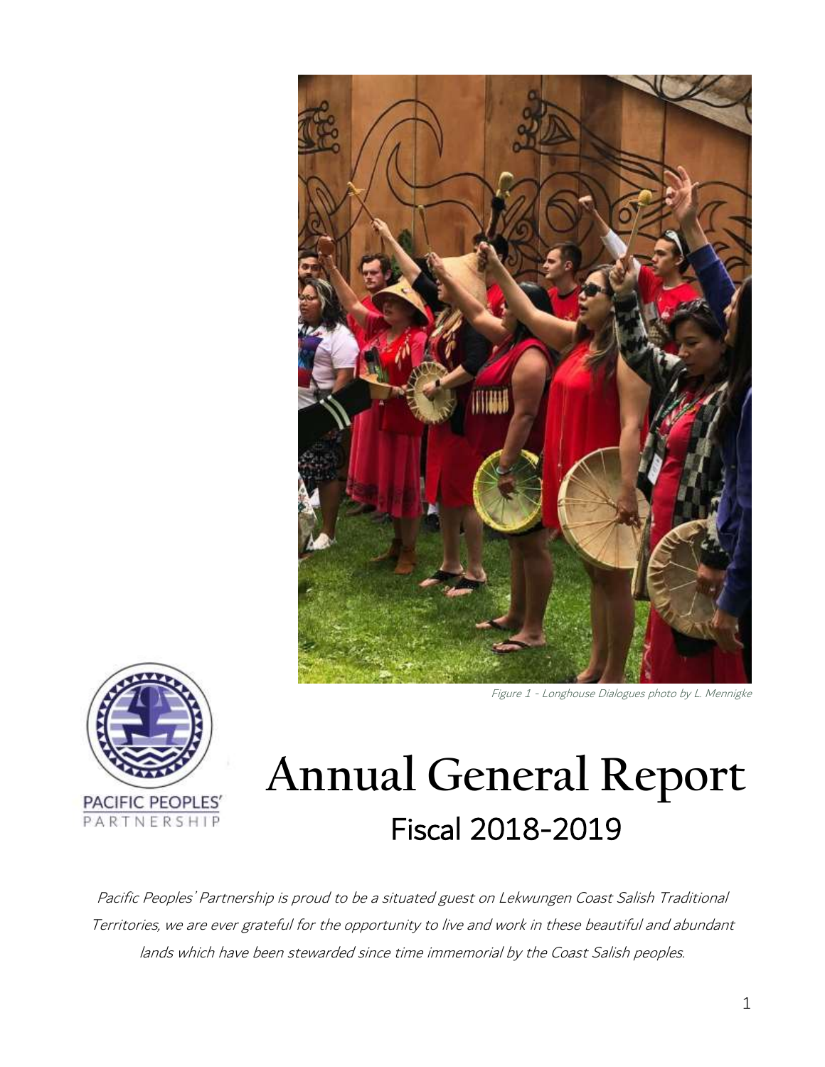Figure 1 - Longhouse Dialogues photo by L. Mennigke

PACIFIC PEOPLES' PARTNERSHIP

# Annual General Report

## Fiscal 2018-2019

*Pacific Peoples' Partnership is proud to be a situated guest on Lekwungen Coast Salish Traditional Territories, we are ever grateful for the opportunity to live and work in these beautiful and abundant lands which have been stewarded since time immemorial by the Coast Salish peoples.*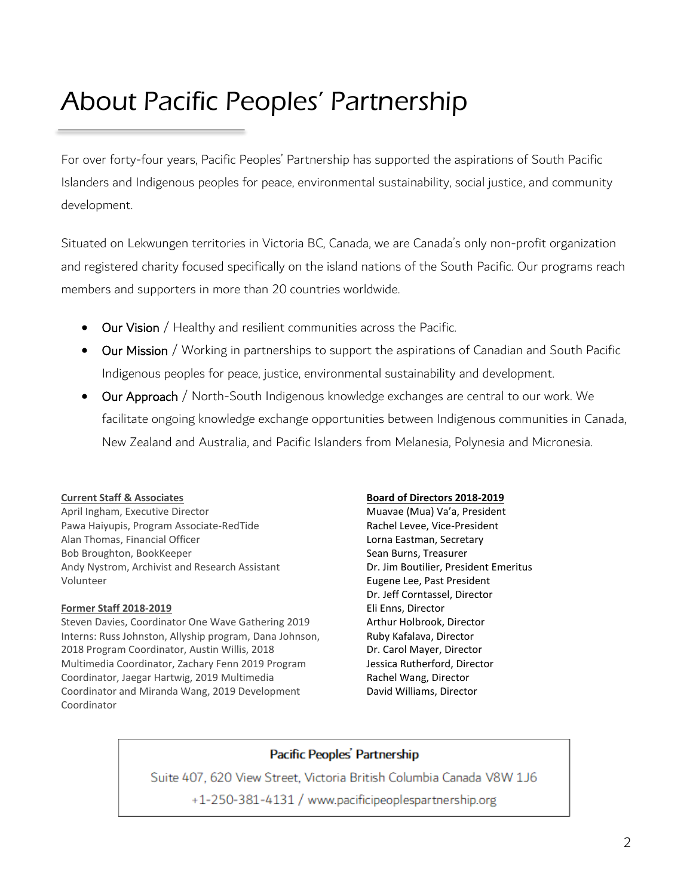# About Pacific Peoples' Partnership

For over forty-four years, Pacific Peoples' Partnership has supported the aspirations of South Pacific Islanders and Indigenous peoples for peace, environmental sustainability, social justice, and community development.

Situated on Lekwungen territories in Victoria BC, Canada, we are Canada's only non-profit organization and registered charity focused specifically on the island nations of the South Pacific. Our programs reach members and supporters in more than 20 countries worldwide.

- Our Vision / Healthy and resilient communities across the Pacific.
- Our Mission / Working in partnerships to support the aspirations of Canadian and South Pacific Indigenous peoples for peace, justice, environmental sustainability and development.
- Our Approach / North-South Indigenous knowledge exchanges are central to our work. We facilitate ongoing knowledge exchange opportunities between Indigenous communities in Canada, New Zealand and Australia, and Pacific Islanders from Melanesia, Polynesia and Micronesia.

**Current Staff & Associates**
April Ingham, Executive Director
Pawa Haiyupis, Program Associate-RedTide
Alan Thomas, Financial Officer
Bob Broughton, BookKeeper
Andy Nystrom, Archivist and Research Assistant Volunteer

**Former Staff 2018-2019**
Steven Davies, Coordinator One Wave Gathering 2019
Interns: Russ Johnston, Allyship program, Dana Johnson, 2018 Program Coordinator, Austin Willis, 2018 Multimedia Coordinator, Zachary Fenn 2019 Program Coordinator, Jaegar Hartwig, 2019 Multimedia Coordinator and Miranda Wang, 2019 Development Coordinator

**Board of Directors 2018-2019**
Muavae (Mua) Va'a, President
Rachel Levee, Vice-President
Lorna Eastman, Secretary
Sean Burns, Treasurer
Dr. Jim Boutilier, President Emeritus
Eugene Lee, Past President
Dr. Jeff Corntassel, Director
Eli Enns, Director
Arthur Holbrook, Director
Ruby Kafalava, Director
Dr. Carol Mayer, Director
Jessica Rutherford, Director
Rachel Wang, Director
David Williams, Director

**Pacific Peoples' Partnership**
Suite 407, 620 View Street, Victoria British Columbia Canada V8W 1J6
+1-250-381-4131 / www.pacificipeoplespartnership.org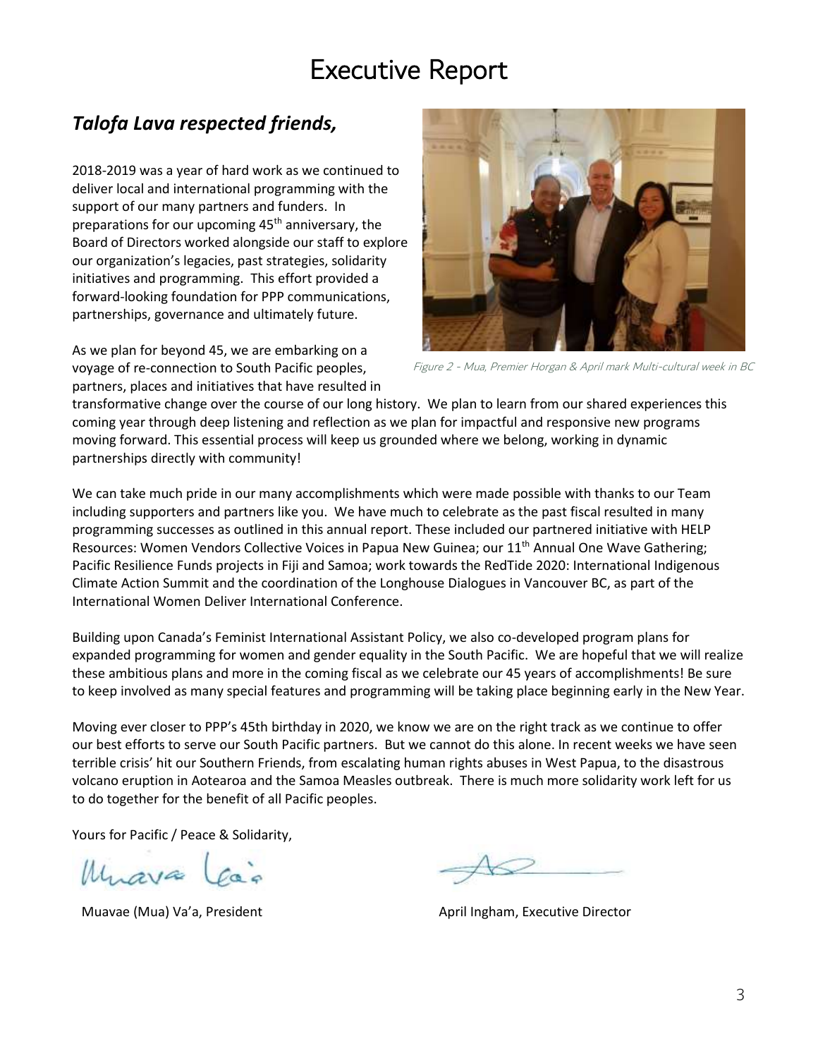# Executive Report

## *Talofa Lava respected friends,*

2018-2019 was a year of hard work as we continued to deliver local and international programming with the support of our many partners and funders. In preparations for our upcoming 45th anniversary, the Board of Directors worked alongside our staff to explore our organization's legacies, past strategies, solidarity initiatives and programming. This effort provided a forward-looking foundation for PPP communications, partnerships, governance and ultimately future.

Figure 2 - Mua, Premier Horgan & April mark Multi-cultural week in BC

As we plan for beyond 45, we are embarking on a voyage of re-connection to South Pacific peoples, partners, places and initiatives that have resulted in transformative change over the course of our long history. We plan to learn from our shared experiences this coming year through deep listening and reflection as we plan for impactful and responsive new programs moving forward. This essential process will keep us grounded where we belong, working in dynamic partnerships directly with community!

We can take much pride in our many accomplishments which were made possible with thanks to our Team including supporters and partners like you. We have much to celebrate as the past fiscal resulted in many programming successes as outlined in this annual report. These included our partnered initiative with HELP Resources: Women Vendors Collective Voices in Papua New Guinea; our 11th Annual One Wave Gathering; Pacific Resilience Funds projects in Fiji and Samoa; work towards the RedTide 2020: International Indigenous Climate Action Summit and the coordination of the Longhouse Dialogues in Vancouver BC, as part of the International Women Deliver International Conference.

Building upon Canada's Feminist International Assistant Policy, we also co-developed program plans for expanded programming for women and gender equality in the South Pacific. We are hopeful that we will realize these ambitious plans and more in the coming fiscal as we celebrate our 45 years of accomplishments! Be sure to keep involved as many special features and programming will be taking place beginning early in the New Year.

Moving ever closer to PPP's 45th birthday in 2020, we know we are on the right track as we continue to offer our best efforts to serve our South Pacific partners. But we cannot do this alone. In recent weeks we have seen terrible crisis' hit our Southern Friends, from escalating human rights abuses in West Papua, to the disastrous volcano eruption in Aotearoa and the Samoa Measles outbreak. There is much more solidarity work left for us to do together for the benefit of all Pacific peoples.

Yours for Pacific / Peace & Solidarity,

Muavae (Mua) Va'a, President

April Ingham, Executive Director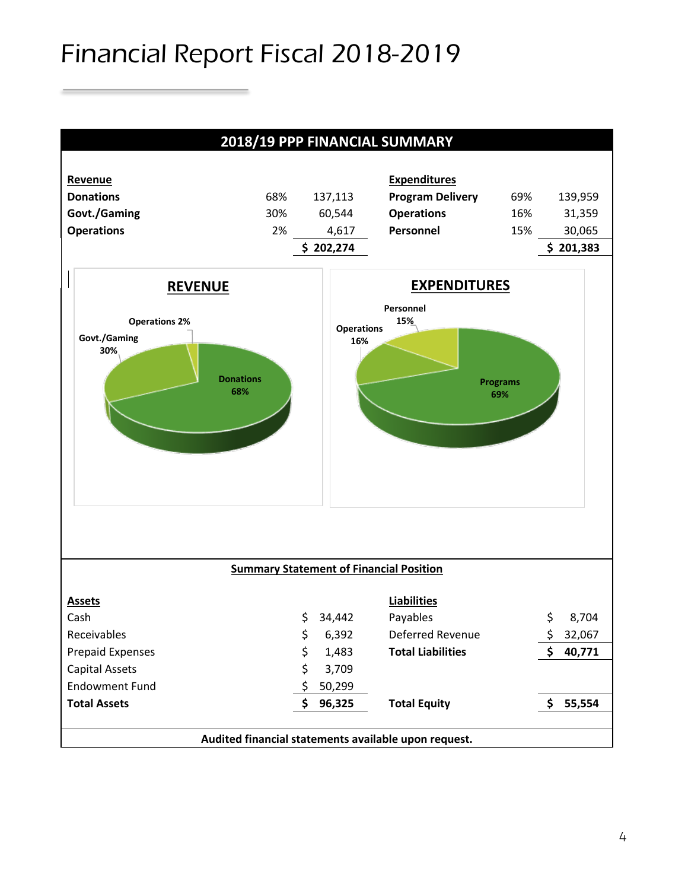# Financial Report Fiscal 2018-2019

## 2018/19 PPP FINANCIAL SUMMARY

| Revenue | | | Expenditures | | |
|---|---|---|---|---|---|
| Donations | 68% | 137,113 | Program Delivery | 69% | 139,959 |
| Govt./Gaming | 30% | 60,544 | Operations | 16% | 31,359 |
| Operations | 2% | 4,617 | Personnel | 15% | 30,065 |
| | | $ 202,274 | | | $ 201,383 |

### REVENUE

Operations 2%
Govt./Gaming 30%
Donations 68%

### EXPENDITURES

Personnel 15%
Operations 16%
Programs 69%

### Summary Statement of Financial Position

| Assets | | Liabilities | |
|---|---|---|---|
| Cash | $ 34,442 | Payables | $ 8,704 |
| Receivables | $ 6,392 | Deferred Revenue | $ 32,067 |
| Prepaid Expenses | $ 1,483 | **Total Liabilities** | **$ 40,771** |
| Capital Assets | $ 3,709 | | |
| Endowment Fund | $ 50,299 | | |
| **Total Assets** | **$ 96,325** | **Total Equity** | **$ 55,554** |

**Audited financial statements available upon request.**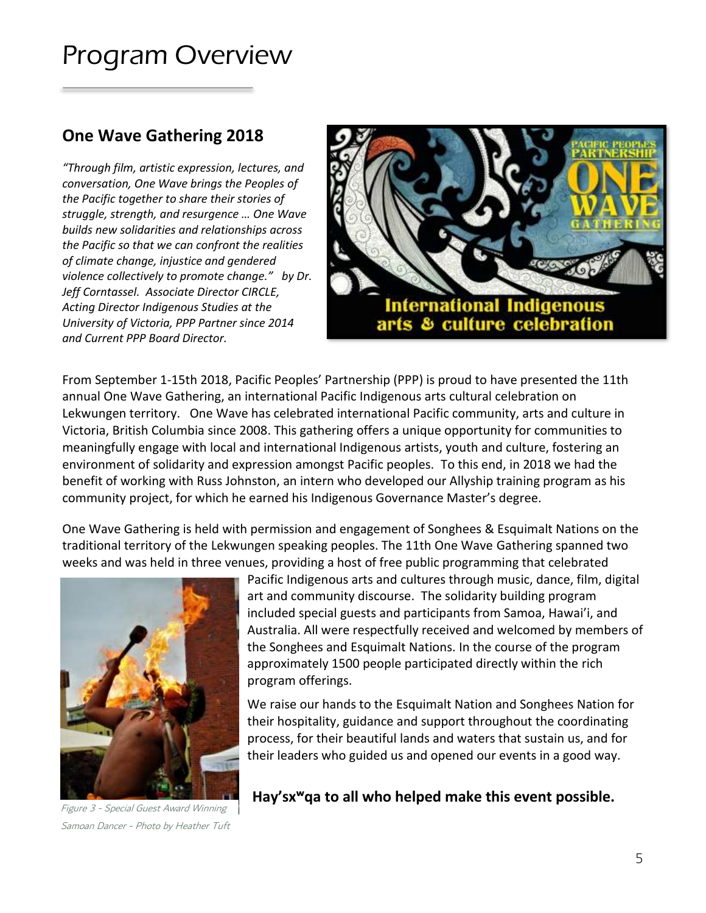# Program Overview

## One Wave Gathering 2018

*"Through film, artistic expression, lectures, and conversation, One Wave brings the Peoples of the Pacific together to share their stories of struggle, strength, and resurgence … One Wave builds new solidarities and relationships across the Pacific so that we can confront the realities of climate change, injustice and gendered violence collectively to promote change." by Dr. Jeff Corntassel. Associate Director CIRCLE, Acting Director Indigenous Studies at the University of Victoria, PPP Partner since 2014 and Current PPP Board Director.*

From September 1-15th 2018, Pacific Peoples' Partnership (PPP) is proud to have presented the 11th annual One Wave Gathering, an international Pacific Indigenous arts cultural celebration on Lekwungen territory. One Wave has celebrated international Pacific community, arts and culture in Victoria, British Columbia since 2008. This gathering offers a unique opportunity for communities to meaningfully engage with local and international Indigenous artists, youth and culture, fostering an environment of solidarity and expression amongst Pacific peoples. To this end, in 2018 we had the benefit of working with Russ Johnston, an intern who developed our Allyship training program as his community project, for which he earned his Indigenous Governance Master's degree.

One Wave Gathering is held with permission and engagement of Songhees & Esquimalt Nations on the traditional territory of the Lekwungen speaking peoples. The 11th One Wave Gathering spanned two weeks and was held in three venues, providing a host of free public programming that celebrated Pacific Indigenous arts and cultures through music, dance, film, digital art and community discourse. The solidarity building program included special guests and participants from Samoa, Hawai'i, and Australia. All were respectfully received and welcomed by members of the Songhees and Esquimalt Nations. In the course of the program approximately 1500 people participated directly within the rich program offerings.

Figure 3 - Special Guest Award Winning Samoan Dancer - Photo by Heather Tuft

We raise our hands to the Esquimalt Nation and Songhees Nation for their hospitality, guidance and support throughout the coordinating process, for their beautiful lands and waters that sustain us, and for their leaders who guided us and opened our events in a good way.

**Hay'sxʷqa to all who helped make this event possible.**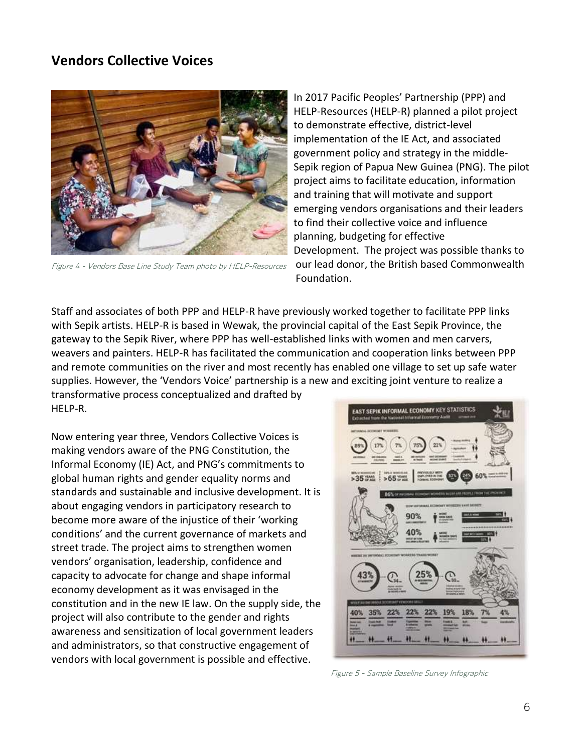## Vendors Collective Voices

Figure 4 - Vendors Base Line Study Team photo by HELP-Resources

In 2017 Pacific Peoples' Partnership (PPP) and HELP-Resources (HELP-R) planned a pilot project to demonstrate effective, district-level implementation of the IE Act, and associated government policy and strategy in the middle-Sepik region of Papua New Guinea (PNG). The pilot project aims to facilitate education, information and training that will motivate and support emerging vendors organisations and their leaders to find their collective voice and influence planning, budgeting for effective Development. The project was possible thanks to our lead donor, the British based Commonwealth Foundation.

Staff and associates of both PPP and HELP-R have previously worked together to facilitate PPP links with Sepik artists. HELP-R is based in Wewak, the provincial capital of the East Sepik Province, the gateway to the Sepik River, where PPP has well-established links with women and men carvers, weavers and painters. HELP-R has facilitated the communication and cooperation links between PPP and remote communities on the river and most recently has enabled one village to set up safe water supplies. However, the 'Vendors Voice' partnership is a new and exciting joint venture to realize a transformative process conceptualized and drafted by HELP-R.

Now entering year three, Vendors Collective Voices is making vendors aware of the PNG Constitution, the Informal Economy (IE) Act, and PNG's commitments to global human rights and gender equality norms and standards and sustainable and inclusive development. It is about engaging vendors in participatory research to become more aware of the injustice of their 'working conditions' and the current governance of markets and street trade. The project aims to strengthen women vendors' organisation, leadership, confidence and capacity to advocate for change and shape informal economy development as it was envisaged in the constitution and in the new IE law. On the supply side, the project will also contribute to the gender and rights awareness and sensitization of local government leaders and administrators, so that constructive engagement of vendors with local government is possible and effective.

Figure 5 - Sample Baseline Survey Infographic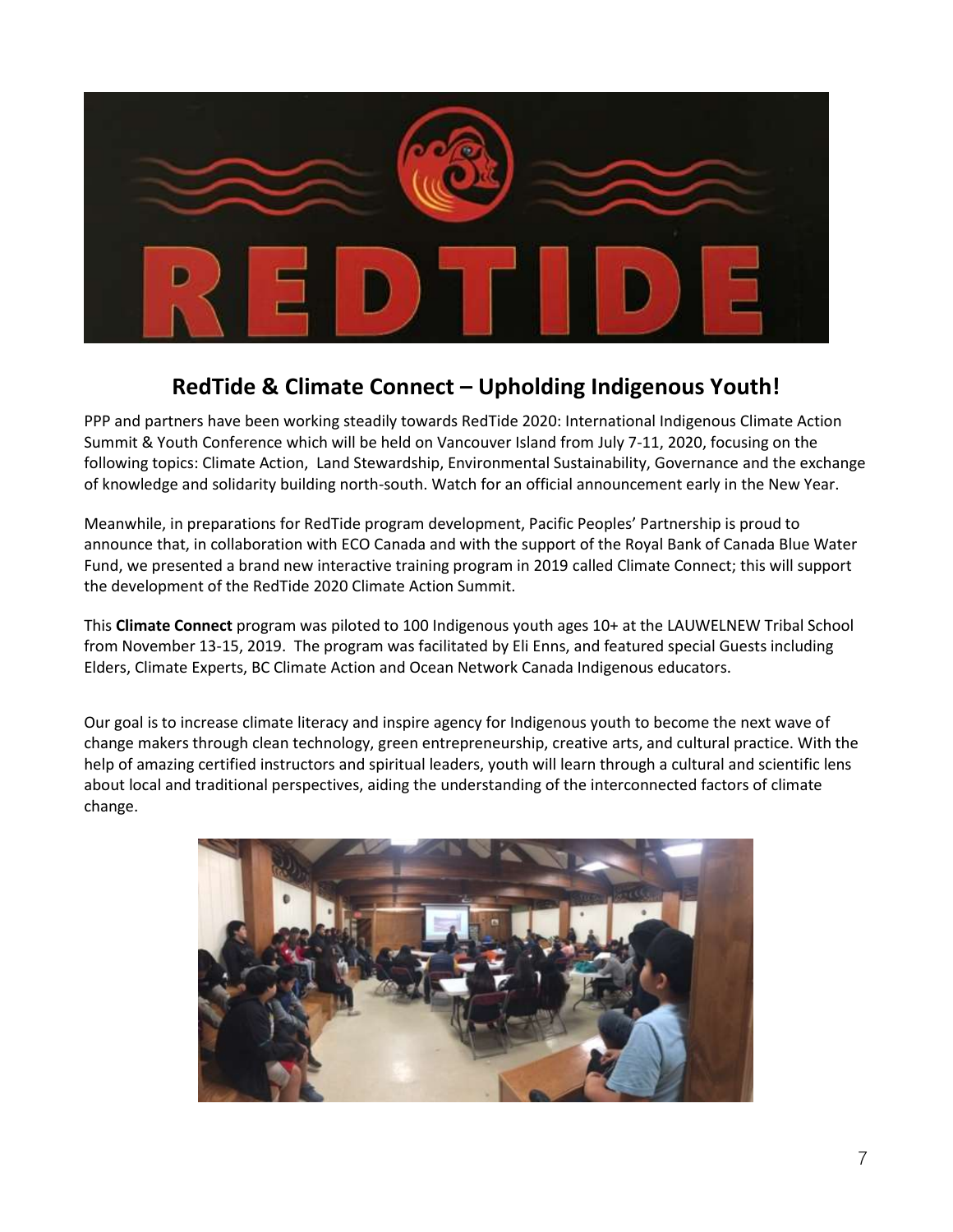## RedTide & Climate Connect – Upholding Indigenous Youth!

PPP and partners have been working steadily towards RedTide 2020: International Indigenous Climate Action Summit & Youth Conference which will be held on Vancouver Island from July 7-11, 2020, focusing on the following topics: Climate Action, Land Stewardship, Environmental Sustainability, Governance and the exchange of knowledge and solidarity building north-south. Watch for an official announcement early in the New Year.

Meanwhile, in preparations for RedTide program development, Pacific Peoples' Partnership is proud to announce that, in collaboration with ECO Canada and with the support of the Royal Bank of Canada Blue Water Fund, we presented a brand new interactive training program in 2019 called Climate Connect; this will support the development of the RedTide 2020 Climate Action Summit.

This **Climate Connect** program was piloted to 100 Indigenous youth ages 10+ at the LAUWELNEW Tribal School from November 13-15, 2019. The program was facilitated by Eli Enns, and featured special Guests including Elders, Climate Experts, BC Climate Action and Ocean Network Canada Indigenous educators.

Our goal is to increase climate literacy and inspire agency for Indigenous youth to become the next wave of change makers through clean technology, green entrepreneurship, creative arts, and cultural practice. With the help of amazing certified instructors and spiritual leaders, youth will learn through a cultural and scientific lens about local and traditional perspectives, aiding the understanding of the interconnected factors of climate change.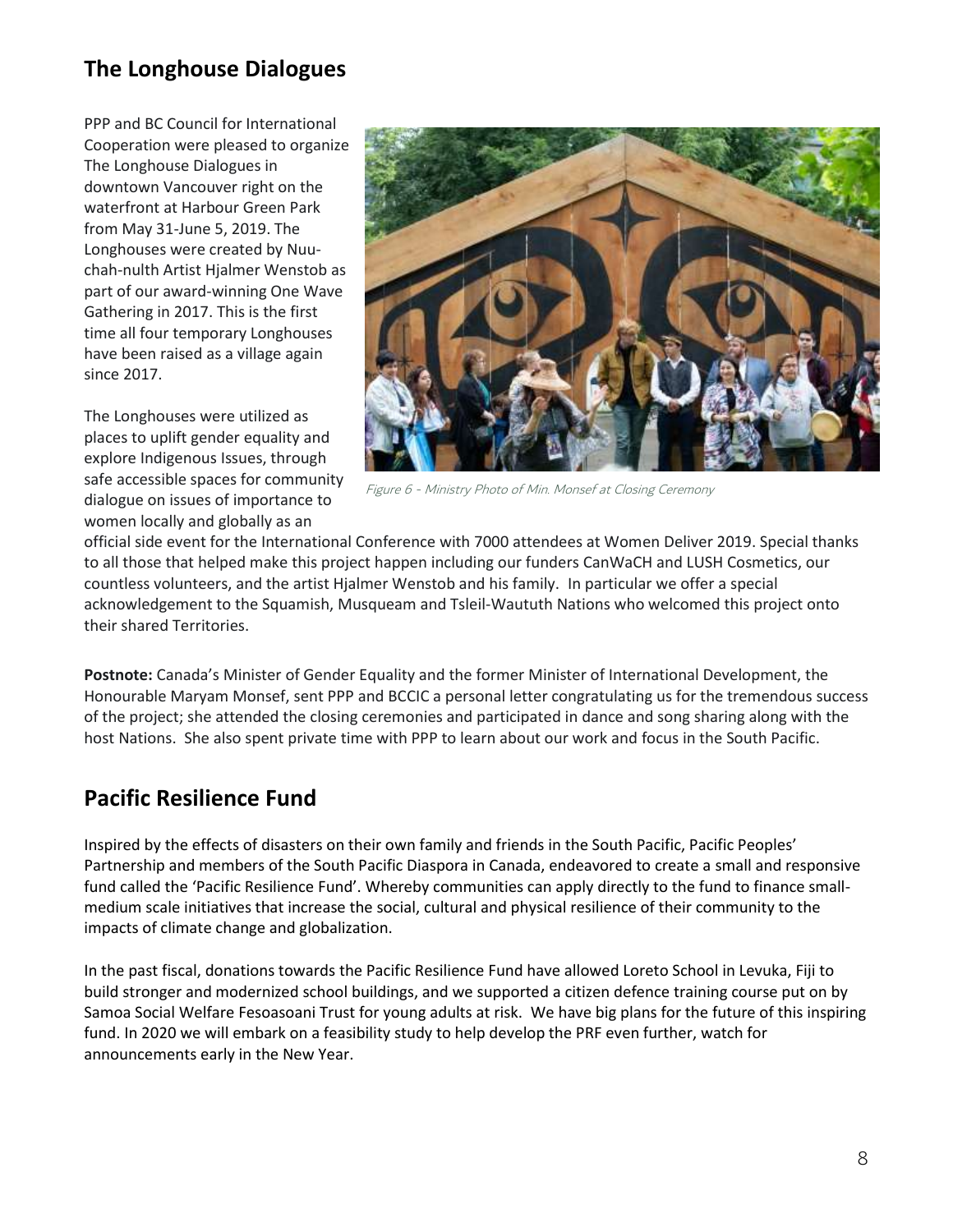## The Longhouse Dialogues

PPP and BC Council for International Cooperation were pleased to organize The Longhouse Dialogues in downtown Vancouver right on the waterfront at Harbour Green Park from May 31-June 5, 2019. The Longhouses were created by Nuu-chah-nulth Artist Hjalmer Wenstob as part of our award-winning One Wave Gathering in 2017. This is the first time all four temporary Longhouses have been raised as a village again since 2017.

*Figure 6 - Ministry Photo of Min. Monsef at Closing Ceremony*

The Longhouses were utilized as places to uplift gender equality and explore Indigenous Issues, through safe accessible spaces for community dialogue on issues of importance to women locally and globally as an official side event for the International Conference with 7000 attendees at Women Deliver 2019. Special thanks to all those that helped make this project happen including our funders CanWaCH and LUSH Cosmetics, our countless volunteers, and the artist Hjalmer Wenstob and his family. In particular we offer a special acknowledgement to the Squamish, Musqueam and Tsleil-Waututh Nations who welcomed this project onto their shared Territories.

**Postnote:** Canada's Minister of Gender Equality and the former Minister of International Development, the Honourable Maryam Monsef, sent PPP and BCCIC a personal letter congratulating us for the tremendous success of the project; she attended the closing ceremonies and participated in dance and song sharing along with the host Nations. She also spent private time with PPP to learn about our work and focus in the South Pacific.

## Pacific Resilience Fund

Inspired by the effects of disasters on their own family and friends in the South Pacific, Pacific Peoples' Partnership and members of the South Pacific Diaspora in Canada, endeavored to create a small and responsive fund called the 'Pacific Resilience Fund'. Whereby communities can apply directly to the fund to finance small-medium scale initiatives that increase the social, cultural and physical resilience of their community to the impacts of climate change and globalization.

In the past fiscal, donations towards the Pacific Resilience Fund have allowed Loreto School in Levuka, Fiji to build stronger and modernized school buildings, and we supported a citizen defence training course put on by Samoa Social Welfare Fesoasoani Trust for young adults at risk. We have big plans for the future of this inspiring fund. In 2020 we will embark on a feasibility study to help develop the PRF even further, watch for announcements early in the New Year.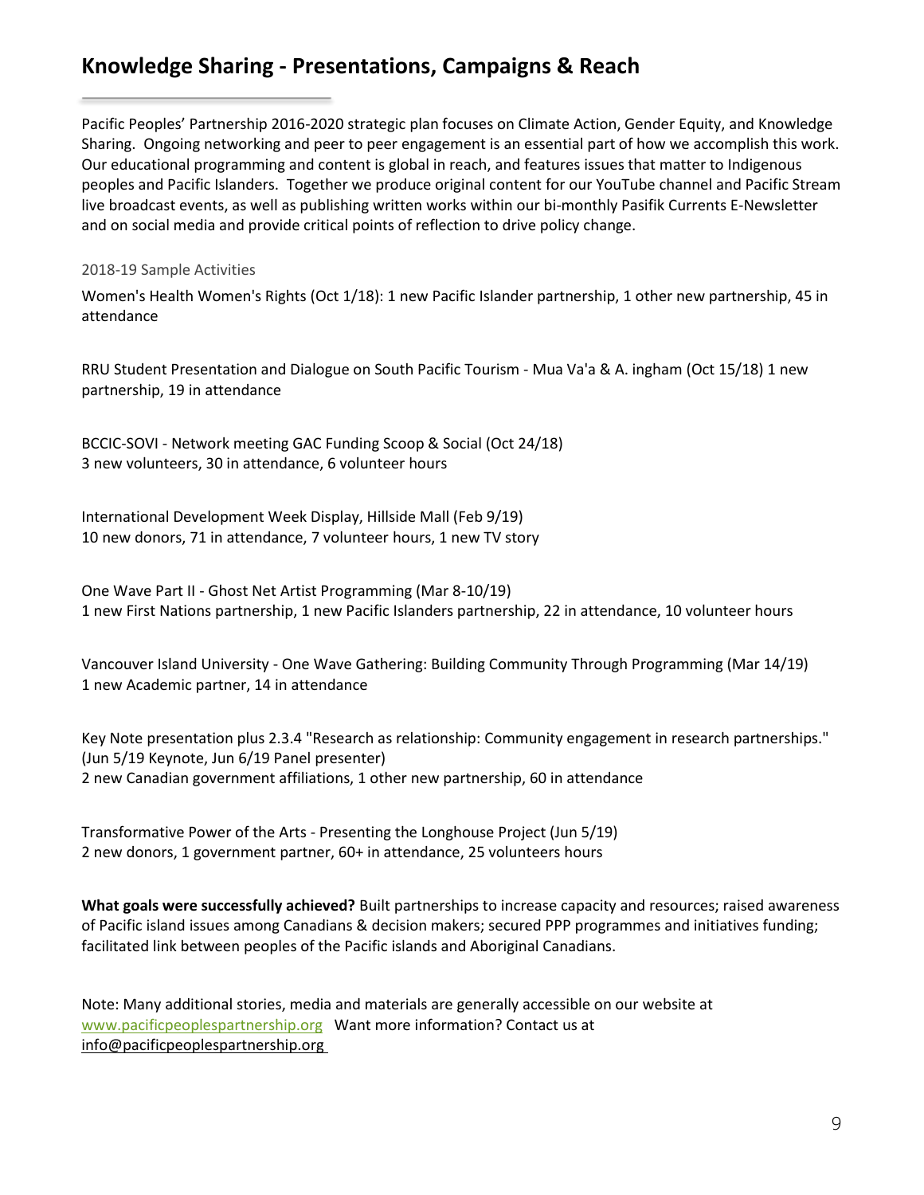# Knowledge Sharing - Presentations, Campaigns & Reach

Pacific Peoples' Partnership 2016-2020 strategic plan focuses on Climate Action, Gender Equity, and Knowledge Sharing. Ongoing networking and peer to peer engagement is an essential part of how we accomplish this work. Our educational programming and content is global in reach, and features issues that matter to Indigenous peoples and Pacific Islanders. Together we produce original content for our YouTube channel and Pacific Stream live broadcast events, as well as publishing written works within our bi-monthly Pasifik Currents E-Newsletter and on social media and provide critical points of reflection to drive policy change.

2018-19 Sample Activities

Women's Health Women's Rights (Oct 1/18): 1 new Pacific Islander partnership, 1 other new partnership, 45 in attendance

RRU Student Presentation and Dialogue on South Pacific Tourism - Mua Va'a & A. ingham (Oct 15/18) 1 new partnership, 19 in attendance

BCCIC-SOVI - Network meeting GAC Funding Scoop & Social (Oct 24/18)
3 new volunteers, 30 in attendance, 6 volunteer hours

International Development Week Display, Hillside Mall (Feb 9/19)
10 new donors, 71 in attendance, 7 volunteer hours, 1 new TV story

One Wave Part II - Ghost Net Artist Programming (Mar 8-10/19)
1 new First Nations partnership, 1 new Pacific Islanders partnership, 22 in attendance, 10 volunteer hours

Vancouver Island University - One Wave Gathering: Building Community Through Programming (Mar 14/19)
1 new Academic partner, 14 in attendance

Key Note presentation plus 2.3.4 "Research as relationship: Community engagement in research partnerships." (Jun 5/19 Keynote, Jun 6/19 Panel presenter)
2 new Canadian government affiliations, 1 other new partnership, 60 in attendance

Transformative Power of the Arts - Presenting the Longhouse Project (Jun 5/19)
2 new donors, 1 government partner, 60+ in attendance, 25 volunteers hours

**What goals were successfully achieved?** Built partnerships to increase capacity and resources; raised awareness of Pacific island issues among Canadians & decision makers; secured PPP programmes and initiatives funding; facilitated link between peoples of the Pacific islands and Aboriginal Canadians.

Note: Many additional stories, media and materials are generally accessible on our website at www.pacificpeoplespartnership.org Want more information? Contact us at info@pacificpeoplespartnership.org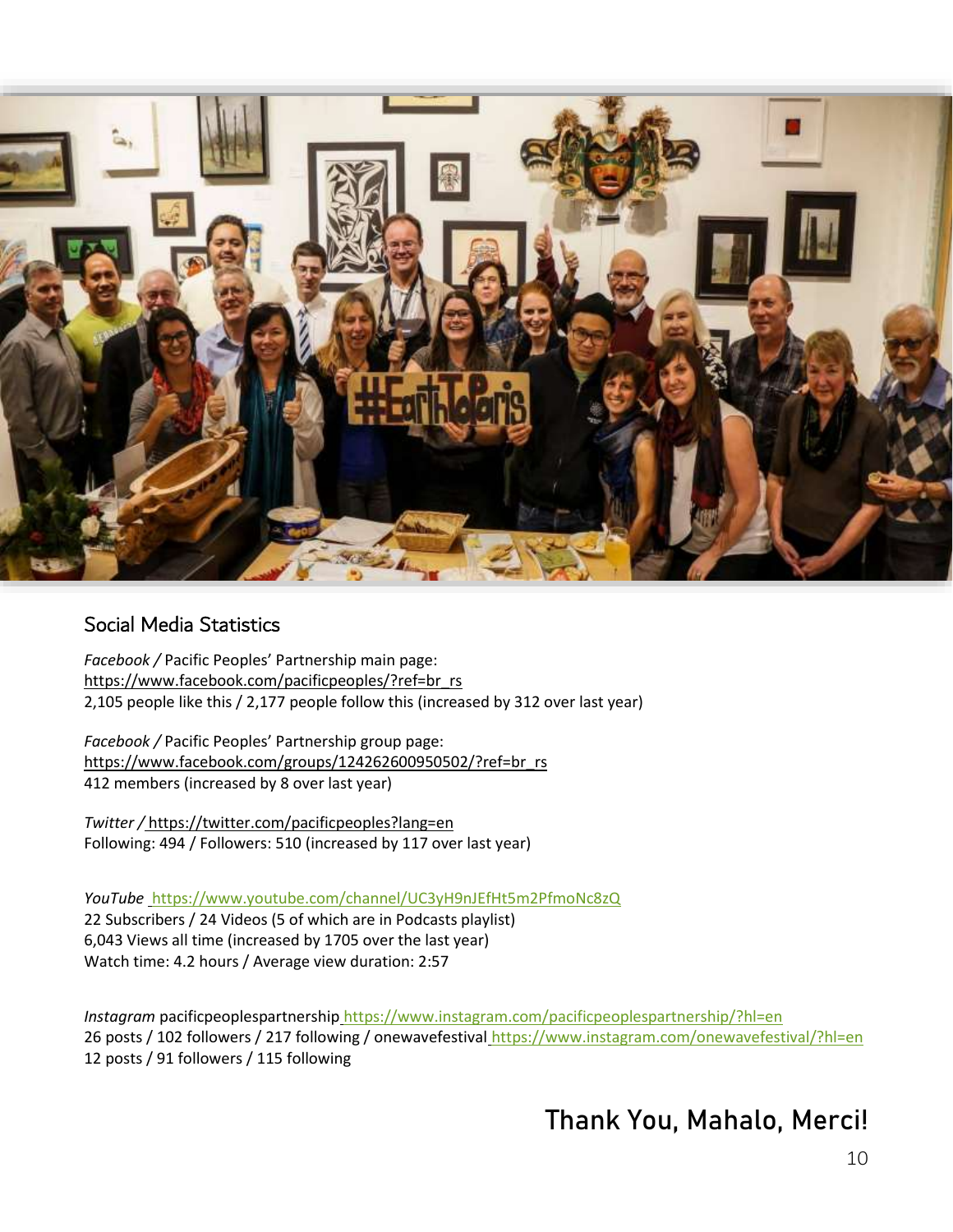## Social Media Statistics

*Facebook /* Pacific Peoples' Partnership main page:
https://www.facebook.com/pacificpeoples/?ref=br_rs
2,105 people like this / 2,177 people follow this (increased by 312 over last year)

*Facebook /* Pacific Peoples' Partnership group page:
https://www.facebook.com/groups/124262600950502/?ref=br_rs
412 members (increased by 8 over last year)

*Twitter /* https://twitter.com/pacificpeoples?lang=en
Following: 494 / Followers: 510 (increased by 117 over last year)

*YouTube* https://www.youtube.com/channel/UC3yH9nJEfHt5m2PfmoNc8zQ
22 Subscribers / 24 Videos (5 of which are in Podcasts playlist)
6,043 Views all time (increased by 1705 over the last year)
Watch time: 4.2 hours / Average view duration: 2:57

*Instagram* pacificpeoplespartnership https://www.instagram.com/pacificpeoplespartnership/?hl=en
26 posts / 102 followers / 217 following / onewavefestival https://www.instagram.com/onewavefestival/?hl=en
12 posts / 91 followers / 115 following

## Thank You, Mahalo, Merci!